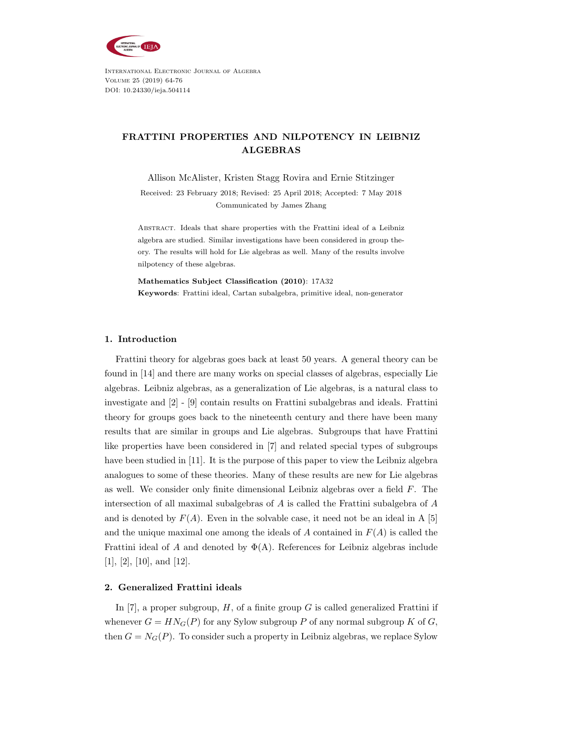# FRATTINI PROPERTIES AND NILPOTENCY IN LEIBNIZ ALGEBRAS

Allison McAlister, Kristen Stagg Rovira and Ernie Stitzinger

Received: 23 February 2018; Revised: 25 April 2018; Accepted: 7 May 2018

Communicated by James Zhang

Abstract. Ideals that share properties with the Frattini ideal of a Leibniz algebra are studied. Similar investigations have been considered in group theory. The results will hold for Lie algebras as well. Many of the results involve nilpotency of these algebras.

**Mathematics Subject Classification (2010)**: 17A32

**Keywords**: Frattini ideal, Cartan subalgebra, primitive ideal, non-generator

## 1. Introduction

Frattini theory for algebras goes back at least 50 years. A general theory can be found in [14] and there are many works on special classes of algebras, especially Lie algebras. Leibniz algebras, as a generalization of Lie algebras, is a natural class to investigate and [2] - [9] contain results on Frattini subalgebras and ideals. Frattini theory for groups goes back to the nineteenth century and there have been many results that are similar in groups and Lie algebras. Subgroups that have Frattini like properties have been considered in [7] and related special types of subgroups have been studied in [11]. It is the purpose of this paper to view the Leibniz algebra analogues to some of these theories. Many of these results are new for Lie algebras as well. We consider only finite dimensional Leibniz algebras over a field $F$. The intersection of all maximal subalgebras of $A$ is called the Frattini subalgebra of $A$ and is denoted by $F(A)$. Even in the solvable case, it need not be an ideal in A [5] and the unique maximal one among the ideals of $A$ contained in $F(A)$ is called the Frattini ideal of $A$ and denoted by $\Phi$(A). References for Leibniz algebras include [1], [2], [10], and [12].

## 2. Generalized Frattini ideals

In [7], a proper subgroup, $H$, of a finite group $G$ is called generalized Frattini if whenever $G = HN_G(P)$ for any Sylow subgroup $P$ of any normal subgroup $K$ of $G$, then $G = N_G(P)$. To consider such a property in Leibniz algebras, we replace Sylow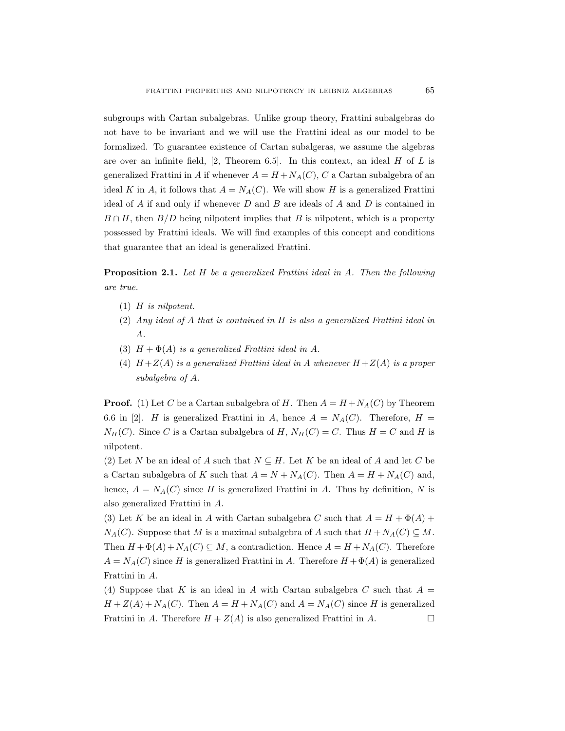subgroups with Cartan subalgebras. Unlike group theory, Frattini subalgebras do not have to be invariant and we will use the Frattini ideal as our model to be formalized. To guarantee existence of Cartan subalgeras, we assume the algebras are over an infinite field, [2, Theorem 6.5]. In this context, an ideal $H$ of $L$ is generalized Frattini in $A$ if whenever $A = H + N_A(C)$, $C$ a Cartan subalgebra of an ideal $K$ in $A$, it follows that $A = N_A(C)$. We will show $H$ is a generalized Frattini ideal of $A$ if and only if whenever $D$ and $B$ are ideals of $A$ and $D$ is contained in $B \cap H$, then $B/D$ being nilpotent implies that $B$ is nilpotent, which is a property possessed by Frattini ideals. We will find examples of this concept and conditions that guarantee that an ideal is generalized Frattini.

**Proposition 2.1.** *Let $H$ be a generalized Frattini ideal in $A$. Then the following are true.*

1. *$H$ is nilpotent.*
2. *Any ideal of $A$ that is contained in $H$ is also a generalized Frattini ideal in $A$.*
3. *$H + \Phi(A)$ is a generalized Frattini ideal in $A$.*
4. *$H + Z(A)$ is a generalized Frattini ideal in $A$ whenever $H + Z(A)$ is a proper subalgebra of $A$.*

**Proof.** (1) Let $C$ be a Cartan subalgebra of $H$. Then $A = H + N_A(C)$ by Theorem 6.6 in [2]. $H$ is generalized Frattini in $A$, hence $A = N_A(C)$. Therefore, $H = N_H(C)$. Since $C$ is a Cartan subalgebra of $H$, $N_H(C) = C$. Thus $H = C$ and $H$ is nilpotent.

(2) Let $N$ be an ideal of $A$ such that $N \subseteq H$. Let $K$ be an ideal of $A$ and let $C$ be a Cartan subalgebra of $K$ such that $A = N + N_A(C)$. Then $A = H + N_A(C)$ and, hence, $A = N_A(C)$ since $H$ is generalized Frattini in $A$. Thus by definition, $N$ is also generalized Frattini in $A$.

(3) Let $K$ be an ideal in $A$ with Cartan subalgebra $C$ such that $A = H + \Phi(A) + N_A(C)$. Suppose that $M$ is a maximal subalgebra of $A$ such that $H + N_A(C) \subseteq M$. Then $H + \Phi(A) + N_A(C) \subseteq M$, a contradiction. Hence $A = H + N_A(C)$. Therefore $A = N_A(C)$ since $H$ is generalized Frattini in $A$. Therefore $H + \Phi(A)$ is generalized Frattini in $A$.

(4) Suppose that $K$ is an ideal in $A$ with Cartan subalgebra $C$ such that $A = H + Z(A) + N_A(C)$. Then $A = H + N_A(C)$ and $A = N_A(C)$ since $H$ is generalized Frattini in $A$. Therefore $H + Z(A)$ is also generalized Frattini in $A$. □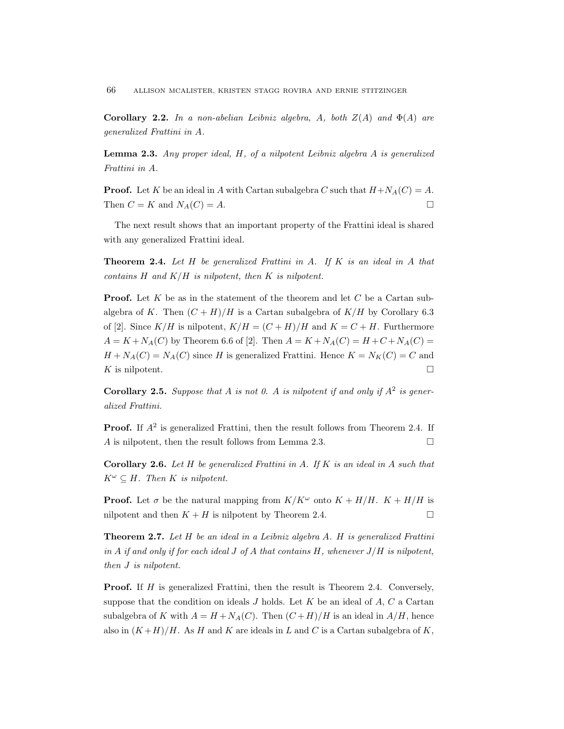**Corollary 2.2.** *In a non-abelian Leibniz algebra, $A$, both $Z(A)$ and $\Phi(A)$ are generalized Frattini in $A$.*

**Lemma 2.3.** *Any proper ideal, $H$, of a nilpotent Leibniz algebra $A$ is generalized Frattini in $A$.*

**Proof.** Let $K$ be an ideal in $A$ with Cartan subalgebra $C$ such that $H + N_A(C) = A$. Then $C = K$ and $N_A(C) = A$. $\square$

The next result shows that an important property of the Frattini ideal is shared with any generalized Frattini ideal.

**Theorem 2.4.** *Let $H$ be generalized Frattini in $A$. If $K$ is an ideal in $A$ that contains $H$ and $K/H$ is nilpotent, then $K$ is nilpotent.*

**Proof.** Let $K$ be as in the statement of the theorem and let $C$ be a Cartan subalgebra of $K$. Then $(C + H)/H$ is a Cartan subalgebra of $K/H$ by Corollary 6.3 of [2]. Since $K/H$ is nilpotent, $K/H = (C + H)/H$ and $K = C + H$. Furthermore $A = K + N_A(C)$ by Theorem 6.6 of [2]. Then $A = K + N_A(C) = H + C + N_A(C) = H + N_A(C) = N_A(C)$ since $H$ is generalized Frattini. Hence $K = N_K(C) = C$ and $K$ is nilpotent. $\square$

**Corollary 2.5.** *Suppose that $A$ is not 0. $A$ is nilpotent if and only if $A^2$ is generalized Frattini.*

**Proof.** If $A^2$ is generalized Frattini, then the result follows from Theorem 2.4. If $A$ is nilpotent, then the result follows from Lemma 2.3. $\square$

**Corollary 2.6.** *Let $H$ be generalized Frattini in $A$. If $K$ is an ideal in $A$ such that $K^\omega \subseteq H$. Then $K$ is nilpotent.*

**Proof.** Let $\sigma$ be the natural mapping from $K/K^\omega$ onto $K + H/H$. $K + H/H$ is nilpotent and then $K + H$ is nilpotent by Theorem 2.4. $\square$

**Theorem 2.7.** *Let $H$ be an ideal in a Leibniz algebra $A$. $H$ is generalized Frattini in $A$ if and only if for each ideal $J$ of $A$ that contains $H$, whenever $J/H$ is nilpotent, then $J$ is nilpotent.*

**Proof.** If $H$ is generalized Frattini, then the result is Theorem 2.4. Conversely, suppose that the condition on ideals $J$ holds. Let $K$ be an ideal of $A$, $C$ a Cartan subalgebra of $K$ with $A = H + N_A(C)$. Then $(C + H)/H$ is an ideal in $A/H$, hence also in $(K + H)/H$. As $H$ and $K$ are ideals in $L$ and $C$ is a Cartan subalgebra of $K$,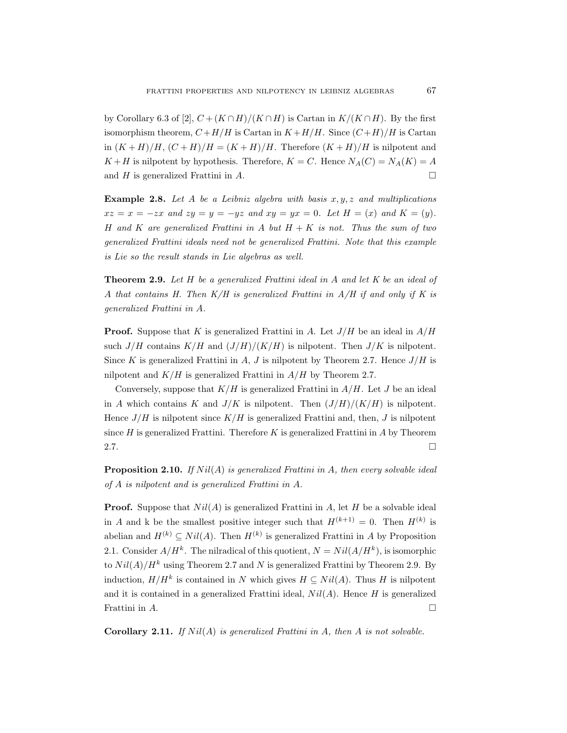by Corollary 6.3 of [2], $C+(K\cap H)/(K\cap H)$ is Cartan in $K/(K\cap H)$. By the first isomorphism theorem, $C+H/H$ is Cartan in $K+H/H$. Since $(C+H)/H$ is Cartan in $(K+H)/H$, $(C+H)/H = (K+H)/H$. Therefore $(K+H)/H$ is nilpotent and $K+H$ is nilpotent by hypothesis. Therefore, $K = C$. Hence $N_A(C) = N_A(K) = A$ and $H$ is generalized Frattini in $A$. □

**Example 2.8.** *Let $A$ be a Leibniz algebra with basis $x, y, z$ and multiplications $xz = x = -zx$ and $zy = y = -yz$ and $xy = yx = 0$. Let $H = (x)$ and $K = (y)$. $H$ and $K$ are generalized Frattini in $A$ but $H + K$ is not. Thus the sum of two generalized Frattini ideals need not be generalized Frattini. Note that this example is Lie so the result stands in Lie algebras as well.*

**Theorem 2.9.** *Let $H$ be a generalized Frattini ideal in $A$ and let $K$ be an ideal of $A$ that contains $H$. Then $K/H$ is generalized Frattini in $A/H$ if and only if $K$ is generalized Frattini in $A$.*

**Proof.** Suppose that $K$ is generalized Frattini in $A$. Let $J/H$ be an ideal in $A/H$ such $J/H$ contains $K/H$ and $(J/H)/(K/H)$ is nilpotent. Then $J/K$ is nilpotent. Since $K$ is generalized Frattini in $A$, $J$ is nilpotent by Theorem 2.7. Hence $J/H$ is nilpotent and $K/H$ is generalized Frattini in $A/H$ by Theorem 2.7.

Conversely, suppose that $K/H$ is generalized Frattini in $A/H$. Let $J$ be an ideal in $A$ which contains $K$ and $J/K$ is nilpotent. Then $(J/H)/(K/H)$ is nilpotent. Hence $J/H$ is nilpotent since $K/H$ is generalized Frattini and, then, $J$ is nilpotent since $H$ is generalized Frattini. Therefore $K$ is generalized Frattini in $A$ by Theorem 2.7. □

**Proposition 2.10.** *If $Nil(A)$ is generalized Frattini in $A$, then every solvable ideal of $A$ is nilpotent and is generalized Frattini in $A$.*

**Proof.** Suppose that $Nil(A)$ is generalized Frattini in $A$, let $H$ be a solvable ideal in $A$ and k be the smallest positive integer such that $H^{(k+1)} = 0$. Then $H^{(k)}$ is abelian and $H^{(k)} \subseteq Nil(A)$. Then $H^{(k)}$ is generalized Frattini in $A$ by Proposition 2.1. Consider $A/H^k$. The nilradical of this quotient, $N = Nil(A/H^k)$, is isomorphic to $Nil(A)/H^k$ using Theorem 2.7 and $N$ is generalized Frattini by Theorem 2.9. By induction, $H/H^k$ is contained in $N$ which gives $H \subseteq Nil(A)$. Thus $H$ is nilpotent and it is contained in a generalized Frattini ideal, $Nil(A)$. Hence $H$ is generalized Frattini in $A$. □

**Corollary 2.11.** *If $Nil(A)$ is generalized Frattini in $A$, then $A$ is not solvable.*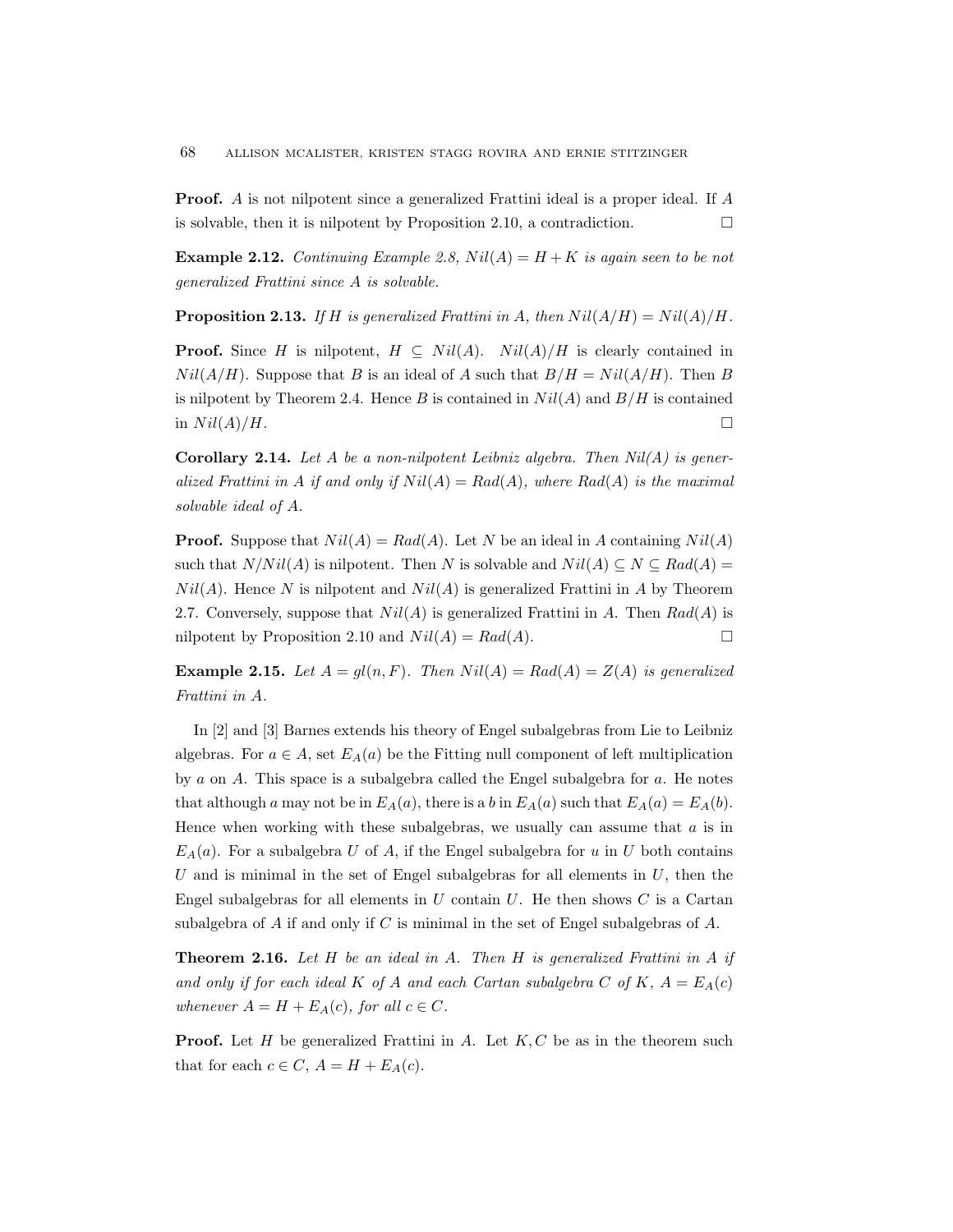**Proof.** $A$ is not nilpotent since a generalized Frattini ideal is a proper ideal. If $A$ is solvable, then it is nilpotent by Proposition 2.10, a contradiction. □

**Example 2.12.** *Continuing Example 2.8, $Nil(A) = H + K$ is again seen to be not generalized Frattini since $A$ is solvable.*

**Proposition 2.13.** *If $H$ is generalized Frattini in $A$, then $Nil(A/H) = Nil(A)/H$.*

**Proof.** Since $H$ is nilpotent, $H \subseteq Nil(A)$. $Nil(A)/H$ is clearly contained in $Nil(A/H)$. Suppose that $B$ is an ideal of $A$ such that $B/H = Nil(A/H)$. Then $B$ is nilpotent by Theorem 2.4. Hence $B$ is contained in $Nil(A)$ and $B/H$ is contained in $Nil(A)/H$. □

**Corollary 2.14.** *Let $A$ be a non-nilpotent Leibniz algebra. Then $Nil(A)$ is generalized Frattini in $A$ if and only if $Nil(A) = Rad(A)$, where $Rad(A)$ is the maximal solvable ideal of $A$.*

**Proof.** Suppose that $Nil(A) = Rad(A)$. Let $N$ be an ideal in $A$ containing $Nil(A)$ such that $N/Nil(A)$ is nilpotent. Then $N$ is solvable and $Nil(A) \subseteq N \subseteq Rad(A) = Nil(A)$. Hence $N$ is nilpotent and $Nil(A)$ is generalized Frattini in $A$ by Theorem 2.7. Conversely, suppose that $Nil(A)$ is generalized Frattini in $A$. Then $Rad(A)$ is nilpotent by Proposition 2.10 and $Nil(A) = Rad(A)$. □

**Example 2.15.** *Let $A = gl(n, F)$. Then $Nil(A) = Rad(A) = Z(A)$ is generalized Frattini in $A$.*

In [2] and [3] Barnes extends his theory of Engel subalgebras from Lie to Leibniz algebras. For $a \in A$, set $E_A(a)$ be the Fitting null component of left multiplication by $a$ on $A$. This space is a subalgebra called the Engel subalgebra for $a$. He notes that although $a$ may not be in $E_A(a)$, there is a $b$ in $E_A(a)$ such that $E_A(a) = E_A(b)$. Hence when working with these subalgebras, we usually can assume that $a$ is in $E_A(a)$. For a subalgebra $U$ of $A$, if the Engel subalgebra for $u$ in $U$ both contains $U$ and is minimal in the set of Engel subalgebras for all elements in $U$, then the Engel subalgebras for all elements in $U$ contain $U$. He then shows $C$ is a Cartan subalgebra of $A$ if and only if $C$ is minimal in the set of Engel subalgebras of $A$.

**Theorem 2.16.** *Let $H$ be an ideal in $A$. Then $H$ is generalized Frattini in $A$ if and only if for each ideal $K$ of $A$ and each Cartan subalgebra $C$ of $K$, $A = E_A(c)$ whenever $A = H + E_A(c)$, for all $c \in C$.*

**Proof.** Let $H$ be generalized Frattini in $A$. Let $K, C$ be as in the theorem such that for each $c \in C$, $A = H + E_A(c)$.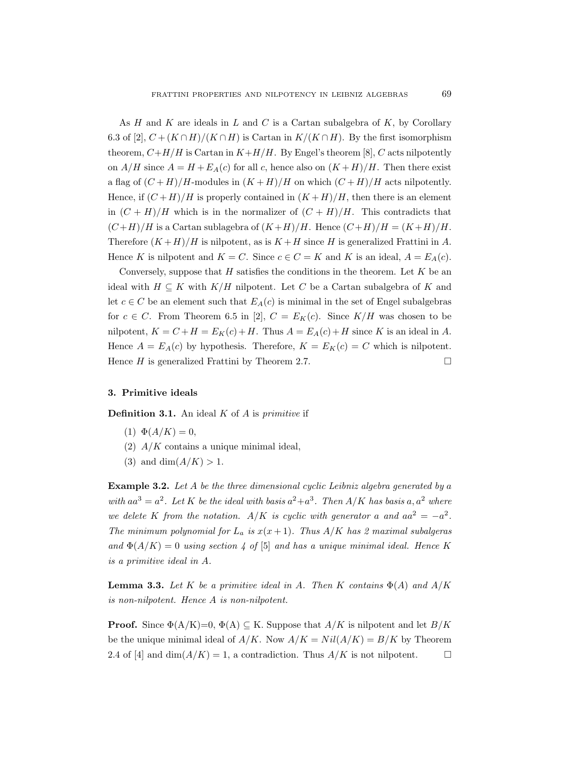As $H$ and $K$ are ideals in $L$ and $C$ is a Cartan subalgebra of $K$, by Corollary 6.3 of [2], $C+(K\cap H)/(K\cap H)$ is Cartan in $K/(K\cap H)$. By the first isomorphism theorem, $C+H/H$ is Cartan in $K+H/H$. By Engel's theorem [8], $C$ acts nilpotently on $A/H$ since $A = H + E_A(c)$ for all $c$, hence also on $(K+H)/H$. Then there exist a flag of $(C+H)/H$-modules in $(K+H)/H$ on which $(C+H)/H$ acts nilpotently. Hence, if $(C+H)/H$ is properly contained in $(K+H)/H$, then there is an element in $(C+H)/H$ which is in the normalizer of $(C+H)/H$. This contradicts that $(C+H)/H$ is a Cartan sublagebra of $(K+H)/H$. Hence $(C+H)/H = (K+H)/H$. Therefore $(K+H)/H$ is nilpotent, as is $K+H$ since $H$ is generalized Frattini in $A$. Hence $K$ is nilpotent and $K = C$. Since $c \in C = K$ and $K$ is an ideal, $A = E_A(c)$.

Conversely, suppose that $H$ satisfies the conditions in the theorem. Let $K$ be an ideal with $H \subseteq K$ with $K/H$ nilpotent. Let $C$ be a Cartan subalgebra of $K$ and let $c \in C$ be an element such that $E_A(c)$ is minimal in the set of Engel subalgebras for $c \in C$. From Theorem 6.5 in [2], $C = E_K(c)$. Since $K/H$ was chosen to be nilpotent, $K = C + H = E_K(c) + H$. Thus $A = E_A(c) + H$ since $K$ is an ideal in $A$. Hence $A = E_A(c)$ by hypothesis. Therefore, $K = E_K(c) = C$ which is nilpotent. Hence $H$ is generalized Frattini by Theorem 2.7. □

## 3. Primitive ideals

**Definition 3.1.** An ideal $K$ of $A$ is *primitive* if

(1) $\Phi(A/K) = 0$,
(2) $A/K$ contains a unique minimal ideal,
(3) and $\dim(A/K) > 1$.

**Example 3.2.** *Let $A$ be the three dimensional cyclic Leibniz algebra generated by $a$ with $aa^3 = a^2$. Let $K$ be the ideal with basis $a^2+a^3$. Then $A/K$ has basis $a, a^2$ where we delete $K$ from the notation. $A/K$ is cyclic with generator $a$ and $aa^2 = -a^2$. The minimum polynomial for $L_a$ is $x(x+1)$. Thus $A/K$ has 2 maximal subalgeras and $\Phi(A/K) = 0$ using section 4 of* [5] *and has a unique minimal ideal. Hence $K$ is a primitive ideal in $A$.*

**Lemma 3.3.** *Let $K$ be a primitive ideal in $A$. Then $K$ contains $\Phi(A)$ and $A/K$ is non-nilpotent. Hence $A$ is non-nilpotent.*

**Proof.** Since $\Phi(A/K)=0$, $\Phi(A) \subseteq K$. Suppose that $A/K$ is nilpotent and let $B/K$ be the unique minimal ideal of $A/K$. Now $A/K = Nil(A/K) = B/K$ by Theorem 2.4 of [4] and $\dim(A/K) = 1$, a contradiction. Thus $A/K$ is not nilpotent. □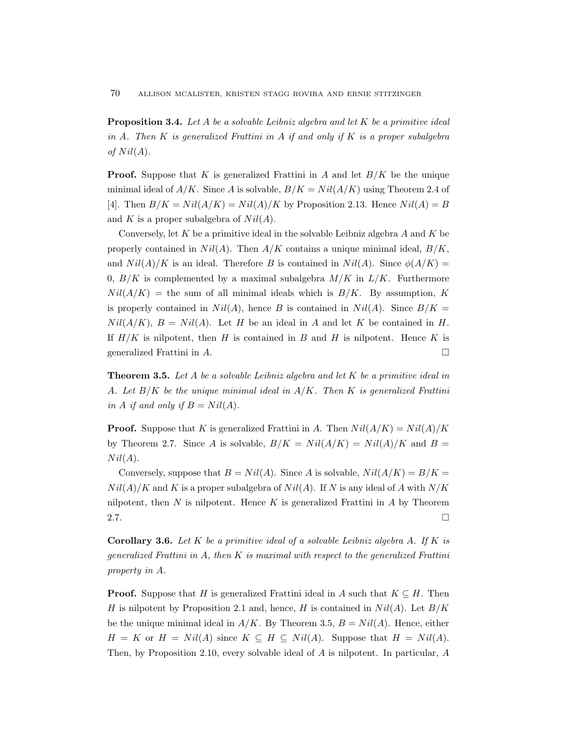**Proposition 3.4.** *Let $A$ be a solvable Leibniz algebra and let $K$ be a primitive ideal in $A$. Then $K$ is generalized Frattini in $A$ if and only if $K$ is a proper subalgebra of $Nil(A)$.*

**Proof.** Suppose that $K$ is generalized Frattini in $A$ and let $B/K$ be the unique minimal ideal of $A/K$. Since $A$ is solvable, $B/K = Nil(A/K)$ using Theorem 2.4 of [4]. Then $B/K = Nil(A/K) = Nil(A)/K$ by Proposition 2.13. Hence $Nil(A) = B$ and $K$ is a proper subalgebra of $Nil(A)$.

Conversely, let $K$ be a primitive ideal in the solvable Leibniz algebra $A$ and $K$ be properly contained in $Nil(A)$. Then $A/K$ contains a unique minimal ideal, $B/K$, and $Nil(A)/K$ is an ideal. Therefore $B$ is contained in $Nil(A)$. Since $\phi(A/K) = 0$, $B/K$ is complemented by a maximal subalgebra $M/K$ in $L/K$. Furthermore $Nil(A/K)$ = the sum of all minimal ideals which is $B/K$. By assumption, $K$ is properly contained in $Nil(A)$, hence $B$ is contained in $Nil(A)$. Since $B/K = Nil(A/K)$, $B = Nil(A)$. Let $H$ be an ideal in $A$ and let $K$ be contained in $H$. If $H/K$ is nilpotent, then $H$ is contained in $B$ and $H$ is nilpotent. Hence $K$ is generalized Frattini in $A$. □

**Theorem 3.5.** *Let $A$ be a solvable Leibniz algebra and let $K$ be a primitive ideal in $A$. Let $B/K$ be the unique minimal ideal in $A/K$. Then $K$ is generalized Frattini in $A$ if and only if $B = Nil(A)$.*

**Proof.** Suppose that $K$ is generalized Frattini in $A$. Then $Nil(A/K) = Nil(A)/K$ by Theorem 2.7. Since $A$ is solvable, $B/K = Nil(A/K) = Nil(A)/K$ and $B = Nil(A)$.

Conversely, suppose that $B = Nil(A)$. Since $A$ is solvable, $Nil(A/K) = B/K = Nil(A)/K$ and $K$ is a proper subalgebra of $Nil(A)$. If $N$ is any ideal of $A$ with $N/K$ nilpotent, then $N$ is nilpotent. Hence $K$ is generalized Frattini in $A$ by Theorem 2.7. □

**Corollary 3.6.** *Let $K$ be a primitive ideal of a solvable Leibniz algebra $A$. If $K$ is generalized Frattini in $A$, then $K$ is maximal with respect to the generalized Frattini property in $A$.*

**Proof.** Suppose that $H$ is generalized Frattini ideal in $A$ such that $K \subseteq H$. Then $H$ is nilpotent by Proposition 2.1 and, hence, $H$ is contained in $Nil(A)$. Let $B/K$ be the unique minimal ideal in $A/K$. By Theorem 3.5, $B = Nil(A)$. Hence, either $H = K$ or $H = Nil(A)$ since $K \subseteq H \subseteq Nil(A)$. Suppose that $H = Nil(A)$. Then, by Proposition 2.10, every solvable ideal of $A$ is nilpotent. In particular, $A$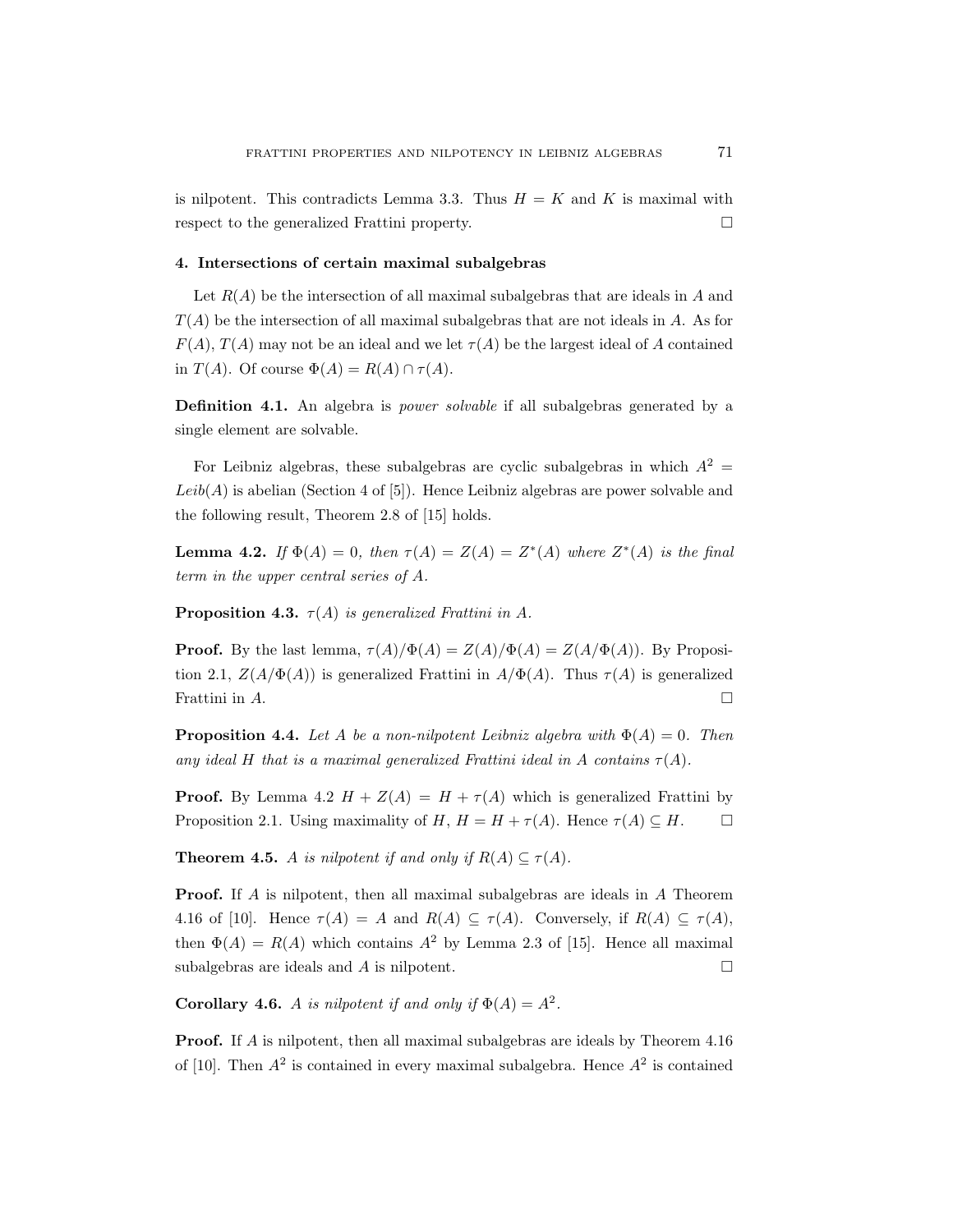is nilpotent. This contradicts Lemma 3.3. Thus $H = K$ and $K$ is maximal with respect to the generalized Frattini property. $\square$

## 4. Intersections of certain maximal subalgebras

Let $R(A)$ be the intersection of all maximal subalgebras that are ideals in $A$ and $T(A)$ be the intersection of all maximal subalgebras that are not ideals in $A$. As for $F(A)$, $T(A)$ may not be an ideal and we let $\tau(A)$ be the largest ideal of $A$ contained in $T(A)$. Of course $\Phi(A) = R(A) \cap \tau(A)$.

**Definition 4.1.** An algebra is *power solvable* if all subalgebras generated by a single element are solvable.

For Leibniz algebras, these subalgebras are cyclic subalgebras in which $A^2 = Leib(A)$ is abelian (Section 4 of [5]). Hence Leibniz algebras are power solvable and the following result, Theorem 2.8 of [15] holds.

**Lemma 4.2.** *If $\Phi(A) = 0$, then $\tau(A) = Z(A) = Z^*(A)$ where $Z^*(A)$ is the final term in the upper central series of $A$.*

**Proposition 4.3.** *$\tau(A)$ is generalized Frattini in $A$.*

**Proof.** By the last lemma, $\tau(A)/\Phi(A) = Z(A)/\Phi(A) = Z(A/\Phi(A))$. By Proposition 2.1, $Z(A/\Phi(A))$ is generalized Frattini in $A/\Phi(A)$. Thus $\tau(A)$ is generalized Frattini in $A$. $\square$

**Proposition 4.4.** *Let $A$ be a non-nilpotent Leibniz algebra with $\Phi(A) = 0$. Then any ideal $H$ that is a maximal generalized Frattini ideal in $A$ contains $\tau(A)$.*

**Proof.** By Lemma 4.2 $H + Z(A) = H + \tau(A)$ which is generalized Frattini by Proposition 2.1. Using maximality of $H$, $H = H + \tau(A)$. Hence $\tau(A) \subseteq H$. $\square$

**Theorem 4.5.** *$A$ is nilpotent if and only if $R(A) \subseteq \tau(A)$.*

**Proof.** If $A$ is nilpotent, then all maximal subalgebras are ideals in $A$ Theorem 4.16 of [10]. Hence $\tau(A) = A$ and $R(A) \subseteq \tau(A)$. Conversely, if $R(A) \subseteq \tau(A)$, then $\Phi(A) = R(A)$ which contains $A^2$ by Lemma 2.3 of [15]. Hence all maximal subalgebras are ideals and $A$ is nilpotent. $\square$

**Corollary 4.6.** *$A$ is nilpotent if and only if $\Phi(A) = A^2$.*

**Proof.** If $A$ is nilpotent, then all maximal subalgebras are ideals by Theorem 4.16 of [10]. Then $A^2$ is contained in every maximal subalgebra. Hence $A^2$ is contained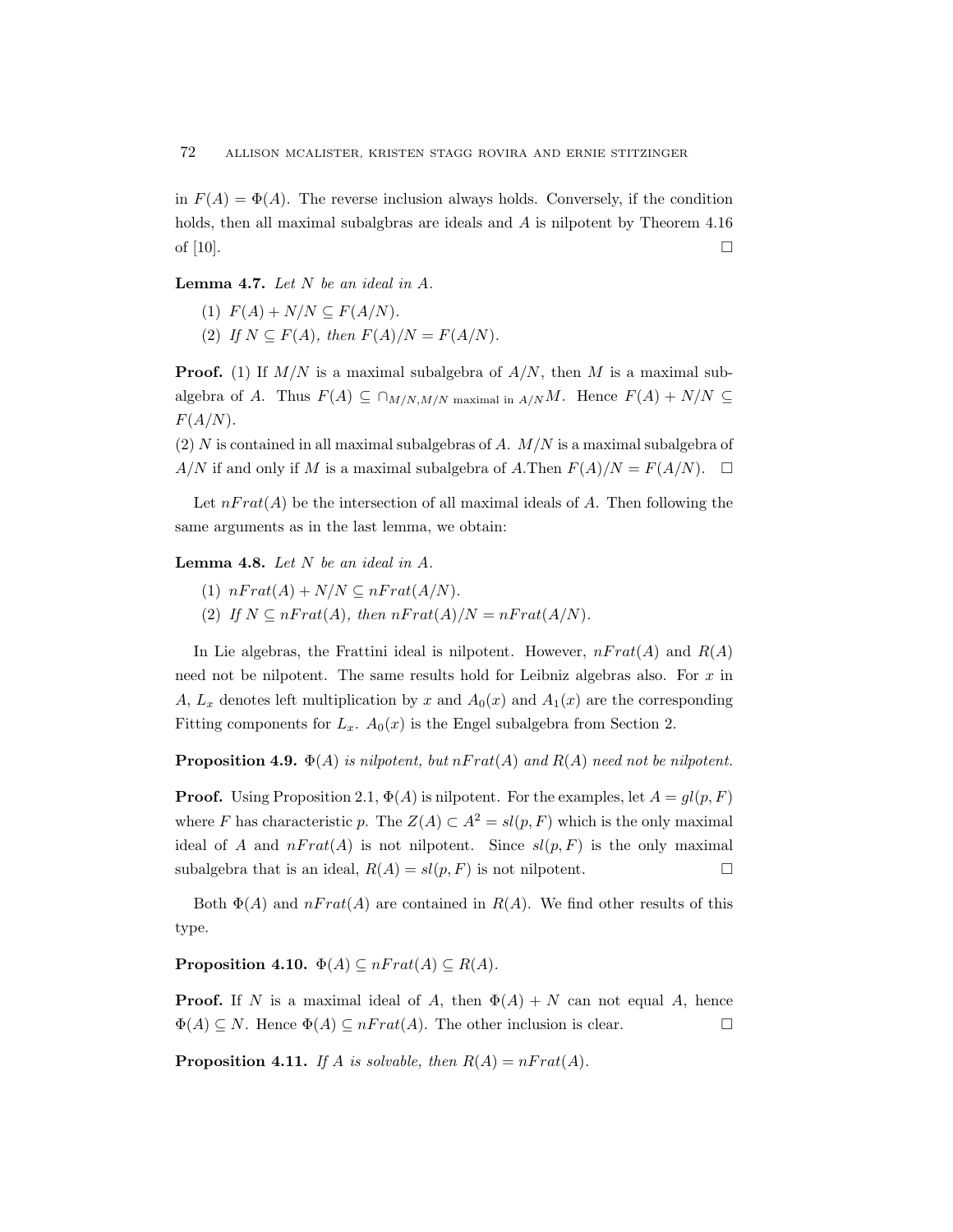in $F(A) = \Phi(A)$. The reverse inclusion always holds. Conversely, if the condition holds, then all maximal subalgbras are ideals and $A$ is nilpotent by Theorem 4.16 of [10]. □

**Lemma 4.7.** *Let $N$ be an ideal in $A$.*

1. *$F(A) + N/N \subseteq F(A/N)$.*
2. *If $N \subseteq F(A)$, then $F(A)/N = F(A/N)$.*

**Proof.** (1) If $M/N$ is a maximal subalgebra of $A/N$, then $M$ is a maximal subalgebra of $A$. Thus $F(A) \subseteq \cap_{M/N, M/N \text{ maximal in } A/N} M$. Hence $F(A) + N/N \subseteq F(A/N)$.

(2) $N$ is contained in all maximal subalgebras of $A$. $M/N$ is a maximal subalgebra of $A/N$ if and only if $M$ is a maximal subalgebra of $A$.Then $F(A)/N = F(A/N)$. □

Let $nFrat(A)$ be the intersection of all maximal ideals of $A$. Then following the same arguments as in the last lemma, we obtain:

**Lemma 4.8.** *Let $N$ be an ideal in $A$.*

1. *$nFrat(A) + N/N \subseteq nFrat(A/N)$.*
2. *If $N \subseteq nFrat(A)$, then $nFrat(A)/N = nFrat(A/N)$.*

In Lie algebras, the Frattini ideal is nilpotent. However, $nFrat(A)$ and $R(A)$ need not be nilpotent. The same results hold for Leibniz algebras also. For $x$ in $A$, $L_x$ denotes left multiplication by $x$ and $A_0(x)$ and $A_1(x)$ are the corresponding Fitting components for $L_x$. $A_0(x)$ is the Engel subalgebra from Section 2.

**Proposition 4.9.** *$\Phi(A)$ is nilpotent, but $nFrat(A)$ and $R(A)$ need not be nilpotent.*

**Proof.** Using Proposition 2.1, $\Phi(A)$ is nilpotent. For the examples, let $A = gl(p, F)$ where $F$ has characteristic $p$. The $Z(A) \subset A^2 = sl(p, F)$ which is the only maximal ideal of $A$ and $nFrat(A)$ is not nilpotent. Since $sl(p, F)$ is the only maximal subalgebra that is an ideal, $R(A) = sl(p, F)$ is not nilpotent. □

Both $\Phi(A)$ and $nFrat(A)$ are contained in $R(A)$. We find other results of this type.

**Proposition 4.10.** $\Phi(A) \subseteq nFrat(A) \subseteq R(A)$.

**Proof.** If $N$ is a maximal ideal of $A$, then $\Phi(A) + N$ can not equal $A$, hence $\Phi(A) \subseteq N$. Hence $\Phi(A) \subseteq nFrat(A)$. The other inclusion is clear. □

**Proposition 4.11.** *If $A$ is solvable, then $R(A) = nFrat(A)$.*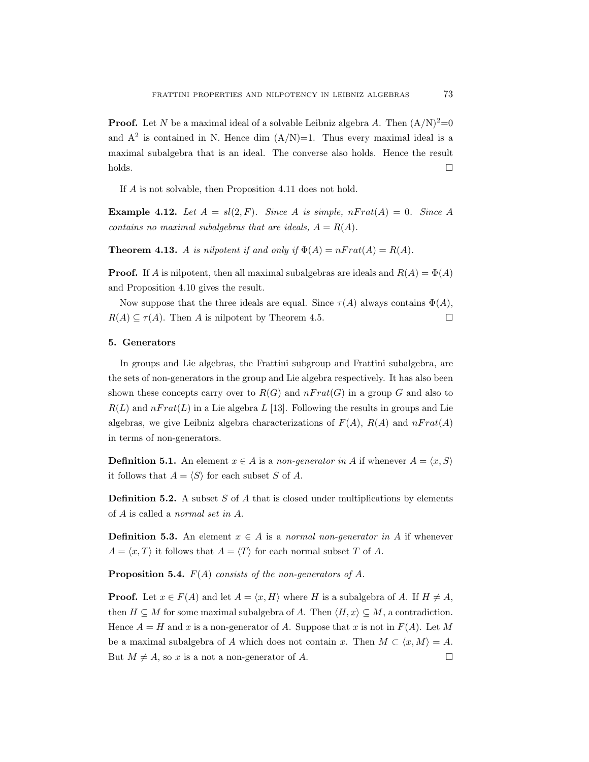**Proof.** Let $N$ be a maximal ideal of a solvable Leibniz algebra $A$. Then $(A/N)^2=0$ and $A^2$ is contained in N. Hence dim $(A/N)=1$. Thus every maximal ideal is a maximal subalgebra that is an ideal. The converse also holds. Hence the result holds. □

If $A$ is not solvable, then Proposition 4.11 does not hold.

**Example 4.12.** *Let $A = sl(2, F)$. Since $A$ is simple, $nFrat(A) = 0$. Since $A$ contains no maximal subalgebras that are ideals, $A = R(A)$.*

**Theorem 4.13.** *$A$ is nilpotent if and only if $\Phi(A) = nFrat(A) = R(A)$.*

**Proof.** If $A$ is nilpotent, then all maximal subalgebras are ideals and $R(A) = \Phi(A)$ and Proposition 4.10 gives the result.

Now suppose that the three ideals are equal. Since $\tau(A)$ always contains $\Phi(A)$, $R(A) \subseteq \tau(A)$. Then $A$ is nilpotent by Theorem 4.5. □

## 5. Generators

In groups and Lie algebras, the Frattini subgroup and Frattini subalgebra, are the sets of non-generators in the group and Lie algebra respectively. It has also been shown these concepts carry over to $R(G)$ and $nFrat(G)$ in a group $G$ and also to $R(L)$ and $nFrat(L)$ in a Lie algebra $L$ [13]. Following the results in groups and Lie algebras, we give Leibniz algebra characterizations of $F(A)$, $R(A)$ and $nFrat(A)$ in terms of non-generators.

**Definition 5.1.** An element $x \in A$ is a *non-generator in A* if whenever $A = \langle x, S\rangle$ it follows that $A = \langle S\rangle$ for each subset $S$ of $A$.

**Definition 5.2.** A subset $S$ of $A$ that is closed under multiplications by elements of $A$ is called a *normal set in A*.

**Definition 5.3.** An element $x \in A$ is a *normal non-generator in A* if whenever $A = \langle x, T\rangle$ it follows that $A = \langle T\rangle$ for each normal subset $T$ of $A$.

**Proposition 5.4.** *$F(A)$ consists of the non-generators of $A$.*

**Proof.** Let $x \in F(A)$ and let $A = \langle x, H\rangle$ where $H$ is a subalgebra of $A$. If $H \neq A$, then $H \subseteq M$ for some maximal subalgebra of $A$. Then $\langle H, x\rangle \subseteq M$, a contradiction. Hence $A = H$ and $x$ is a non-generator of $A$. Suppose that $x$ is not in $F(A)$. Let $M$ be a maximal subalgebra of $A$ which does not contain $x$. Then $M \subset \langle x, M\rangle = A$. But $M \neq A$, so $x$ is a not a non-generator of $A$. □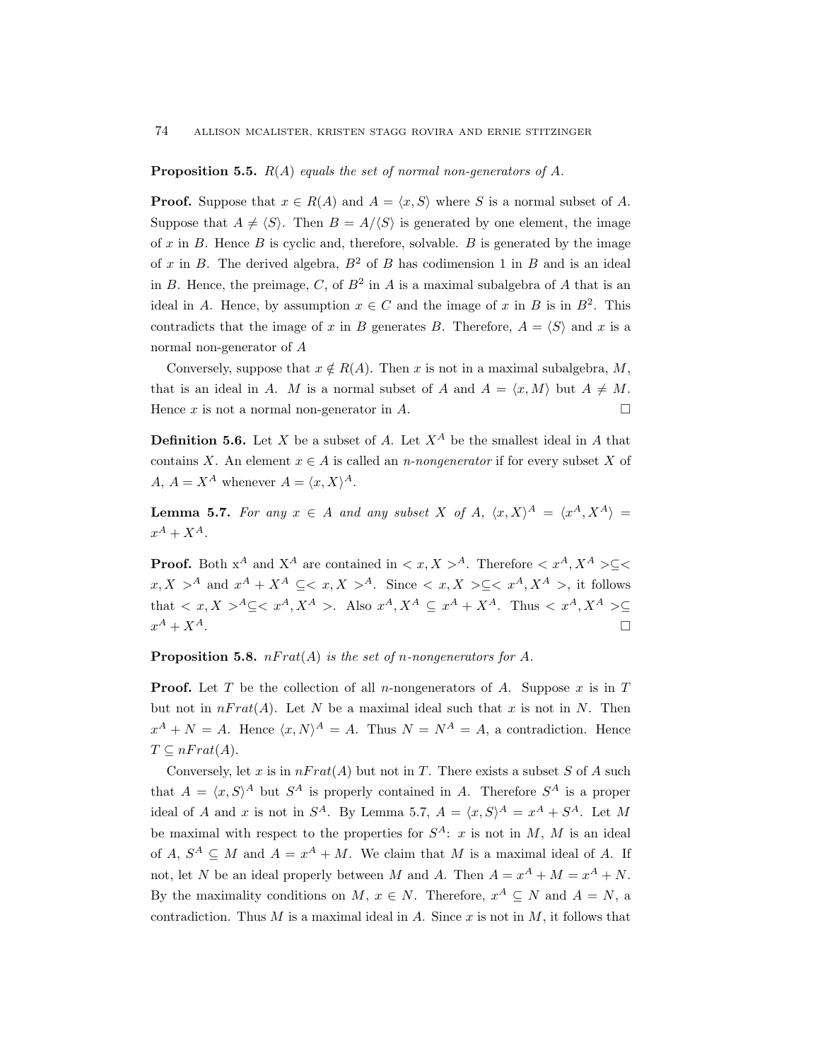**Proposition 5.5.** *$R(A)$ equals the set of normal non-generators of $A$.*

**Proof.** Suppose that $x \in R(A)$ and $A = \langle x, S\rangle$ where $S$ is a normal subset of $A$. Suppose that $A \neq \langle S\rangle$. Then $B = A/\langle S\rangle$ is generated by one element, the image of $x$ in $B$. Hence $B$ is cyclic and, therefore, solvable. $B$ is generated by the image of $x$ in $B$. The derived algebra, $B^2$ of $B$ has codimension 1 in $B$ and is an ideal in $B$. Hence, the preimage, $C$, of $B^2$ in $A$ is a maximal subalgebra of $A$ that is an ideal in $A$. Hence, by assumption $x \in C$ and the image of $x$ in $B$ is in $B^2$. This contradicts that the image of $x$ in $B$ generates $B$. Therefore, $A = \langle S\rangle$ and $x$ is a normal non-generator of $A$

Conversely, suppose that $x \notin R(A)$. Then $x$ is not in a maximal subalgebra, $M$, that is an ideal in $A$. $M$ is a normal subset of $A$ and $A = \langle x, M\rangle$ but $A \neq M$. Hence $x$ is not a normal non-generator in $A$. □

**Definition 5.6.** Let $X$ be a subset of $A$. Let $X^A$ be the smallest ideal in $A$ that contains $X$. An element $x \in A$ is called an *n-nongenerator* if for every subset $X$ of $A$, $A = X^A$ whenever $A = \langle x, X\rangle^A$.

**Lemma 5.7.** *For any $x \in A$ and any subset $X$ of $A$, $\langle x, X\rangle^A = \langle x^A, X^A\rangle = x^A + X^A$.*

**Proof.** Both $x^A$ and $X^A$ are contained in $< x, X >^A$. Therefore $< x^A, X^A > \subseteq < x, X >^A$ and $x^A + X^A \subseteq < x, X >^A$. Since $< x, X > \subseteq < x^A, X^A >$, it follows that $< x, X >^A \subseteq < x^A, X^A >$. Also $x^A, X^A \subseteq x^A + X^A$. Thus $< x^A, X^A > \subseteq x^A + X^A$. □

**Proposition 5.8.** *$nFrat(A)$ is the set of n-nongenerators for $A$.*

**Proof.** Let $T$ be the collection of all $n$-nongenerators of $A$. Suppose $x$ is in $T$ but not in $nFrat(A)$. Let $N$ be a maximal ideal such that $x$ is not in $N$. Then $x^A + N = A$. Hence $\langle x, N\rangle^A = A$. Thus $N = N^A = A$, a contradiction. Hence $T \subseteq nFrat(A)$.

Conversely, let $x$ is in $nFrat(A)$ but not in $T$. There exists a subset $S$ of $A$ such that $A = \langle x, S\rangle^A$ but $S^A$ is properly contained in $A$. Therefore $S^A$ is a proper ideal of $A$ and $x$ is not in $S^A$. By Lemma 5.7, $A = \langle x, S\rangle^A = x^A + S^A$. Let $M$ be maximal with respect to the properties for $S^A$: $x$ is not in $M$, $M$ is an ideal of $A$, $S^A \subseteq M$ and $A = x^A + M$. We claim that $M$ is a maximal ideal of $A$. If not, let $N$ be an ideal properly between $M$ and $A$. Then $A = x^A + M = x^A + N$. By the maximality conditions on $M$, $x \in N$. Therefore, $x^A \subseteq N$ and $A = N$, a contradiction. Thus $M$ is a maximal ideal in $A$. Since $x$ is not in $M$, it follows that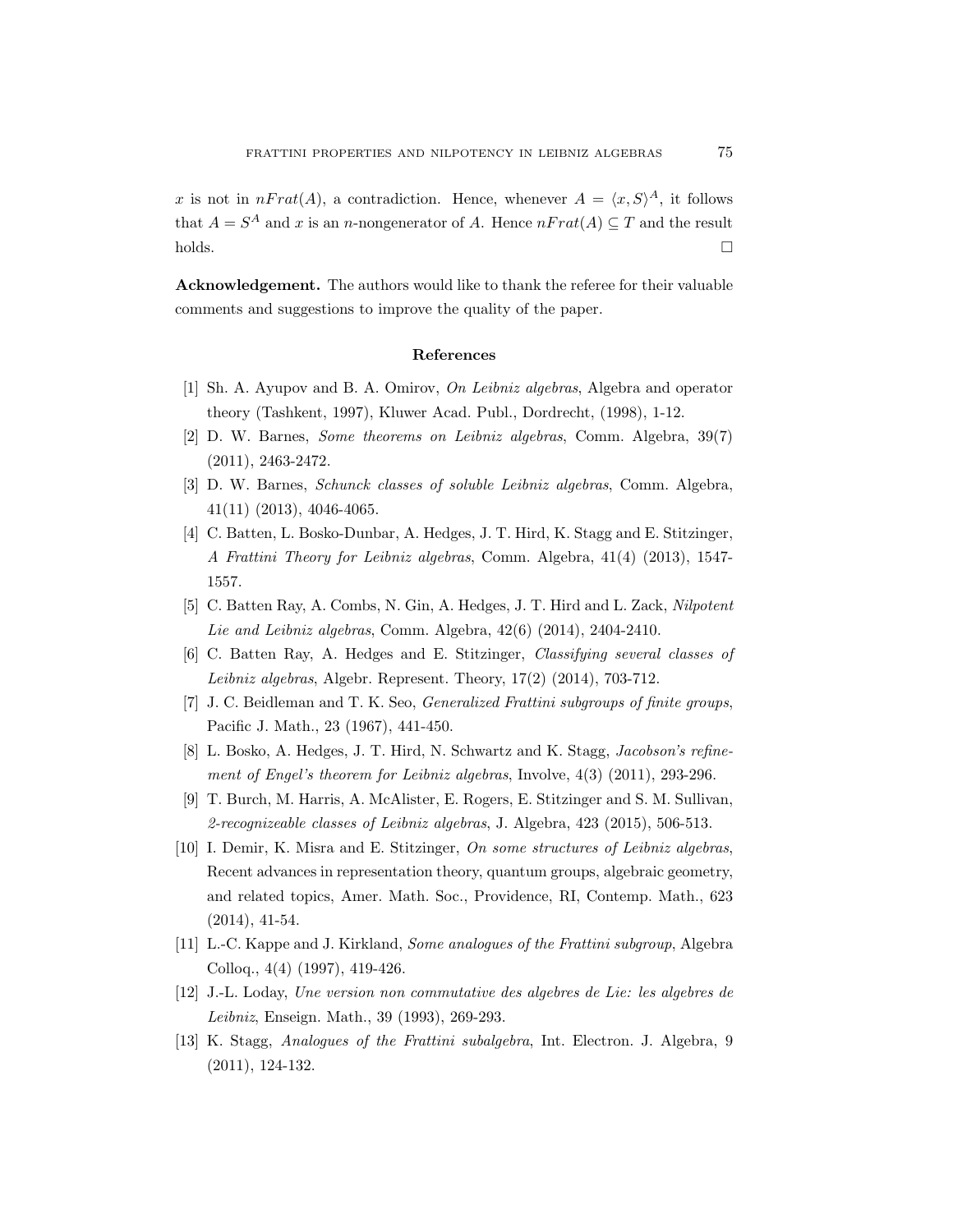$x$ is not in $nFrat(A)$, a contradiction. Hence, whenever $A = \langle x, S\rangle^A$, it follows that $A = S^A$ and $x$ is an $n$-nongenerator of $A$. Hence $nFrat(A) \subseteq T$ and the result holds. □

**Acknowledgement.** The authors would like to thank the referee for their valuable comments and suggestions to improve the quality of the paper.

## References

[1] Sh. A. Ayupov and B. A. Omirov, *On Leibniz algebras*, Algebra and operator theory (Tashkent, 1997), Kluwer Acad. Publ., Dordrecht, (1998), 1-12.

[2] D. W. Barnes, *Some theorems on Leibniz algebras*, Comm. Algebra, 39(7) (2011), 2463-2472.

[3] D. W. Barnes, *Schunck classes of soluble Leibniz algebras*, Comm. Algebra, 41(11) (2013), 4046-4065.

[4] C. Batten, L. Bosko-Dunbar, A. Hedges, J. T. Hird, K. Stagg and E. Stitzinger, *A Frattini Theory for Leibniz algebras*, Comm. Algebra, 41(4) (2013), 1547-1557.

[5] C. Batten Ray, A. Combs, N. Gin, A. Hedges, J. T. Hird and L. Zack, *Nilpotent Lie and Leibniz algebras*, Comm. Algebra, 42(6) (2014), 2404-2410.

[6] C. Batten Ray, A. Hedges and E. Stitzinger, *Classifying several classes of Leibniz algebras*, Algebr. Represent. Theory, 17(2) (2014), 703-712.

[7] J. C. Beidleman and T. K. Seo, *Generalized Frattini subgroups of finite groups*, Pacific J. Math., 23 (1967), 441-450.

[8] L. Bosko, A. Hedges, J. T. Hird, N. Schwartz and K. Stagg, *Jacobson's refinement of Engel's theorem for Leibniz algebras*, Involve, 4(3) (2011), 293-296.

[9] T. Burch, M. Harris, A. McAlister, E. Rogers, E. Stitzinger and S. M. Sullivan, *2-recognizeable classes of Leibniz algebras*, J. Algebra, 423 (2015), 506-513.

[10] I. Demir, K. Misra and E. Stitzinger, *On some structures of Leibniz algebras*, Recent advances in representation theory, quantum groups, algebraic geometry, and related topics, Amer. Math. Soc., Providence, RI, Contemp. Math., 623 (2014), 41-54.

[11] L.-C. Kappe and J. Kirkland, *Some analogues of the Frattini subgroup*, Algebra Colloq., 4(4) (1997), 419-426.

[12] J.-L. Loday, *Une version non commutative des algebres de Lie: les algebres de Leibniz*, Enseign. Math., 39 (1993), 269-293.

[13] K. Stagg, *Analogues of the Frattini subalgebra*, Int. Electron. J. Algebra, 9 (2011), 124-132.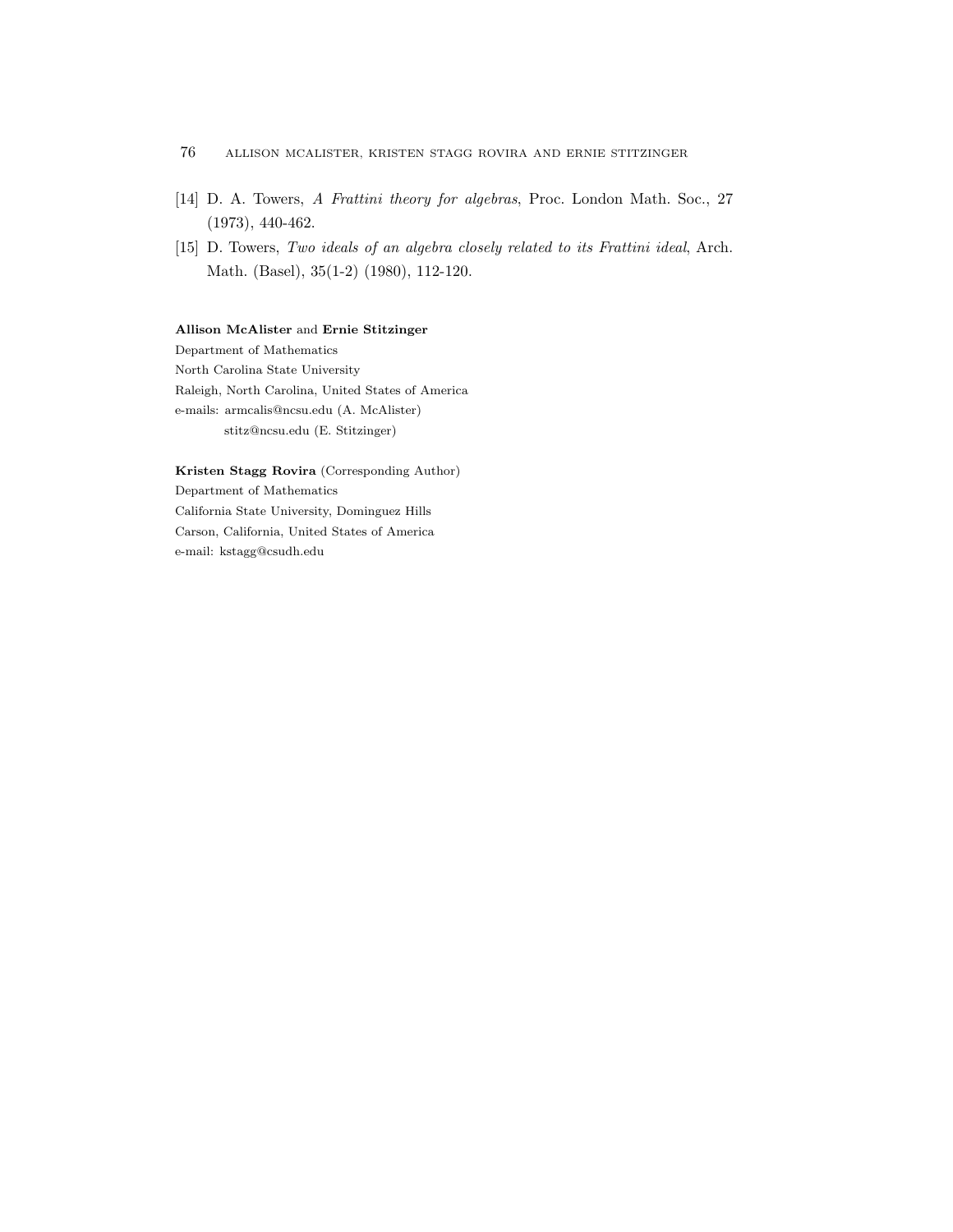[14] D. A. Towers, *A Frattini theory for algebras*, Proc. London Math. Soc., 27 (1973), 440-462.

[15] D. Towers, *Two ideals of an algebra closely related to its Frattini ideal*, Arch. Math. (Basel), 35(1-2) (1980), 112-120.

**Allison McAlister** and **Ernie Stitzinger**
Department of Mathematics
North Carolina State University
Raleigh, North Carolina, United States of America
e-mails: armcalis@ncsu.edu (A. McAlister)
stitz@ncsu.edu (E. Stitzinger)

**Kristen Stagg Rovira** (Corresponding Author)
Department of Mathematics
California State University, Dominguez Hills
Carson, California, United States of America
e-mail: kstagg@csudh.edu